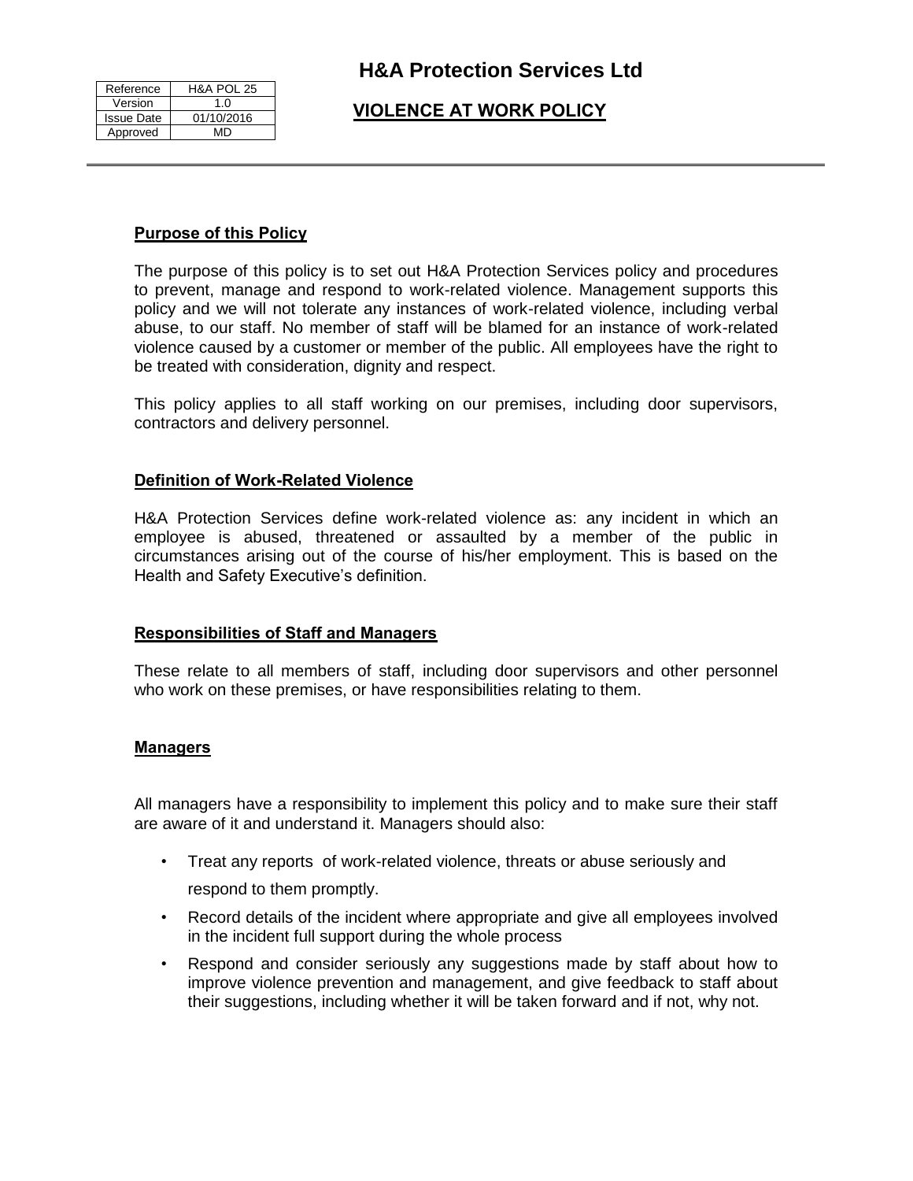| Reference | H&A POL 25 |
| --- | --- |
| Version | 1.0 |
| Issue Date | 01/10/2016 |
| Approved | MD |

# H&A Protection Services Ltd

## VIOLENCE AT WORK POLICY

### Purpose of this Policy

The purpose of this policy is to set out H&A Protection Services policy and procedures to prevent, manage and respond to work-related violence. Management supports this policy and we will not tolerate any instances of work-related violence, including verbal abuse, to our staff. No member of staff will be blamed for an instance of work-related violence caused by a customer or member of the public. All employees have the right to be treated with consideration, dignity and respect.

This policy applies to all staff working on our premises, including door supervisors, contractors and delivery personnel.

### Definition of Work-Related Violence

H&A Protection Services define work-related violence as: any incident in which an employee is abused, threatened or assaulted by a member of the public in circumstances arising out of the course of his/her employment. This is based on the Health and Safety Executive's definition.

### Responsibilities of Staff and Managers

These relate to all members of staff, including door supervisors and other personnel who work on these premises, or have responsibilities relating to them.

### Managers

All managers have a responsibility to implement this policy and to make sure their staff are aware of it and understand it. Managers should also:

- Treat any reports of work-related violence, threats or abuse seriously and respond to them promptly.
- Record details of the incident where appropriate and give all employees involved in the incident full support during the whole process
- Respond and consider seriously any suggestions made by staff about how to improve violence prevention and management, and give feedback to staff about their suggestions, including whether it will be taken forward and if not, why not.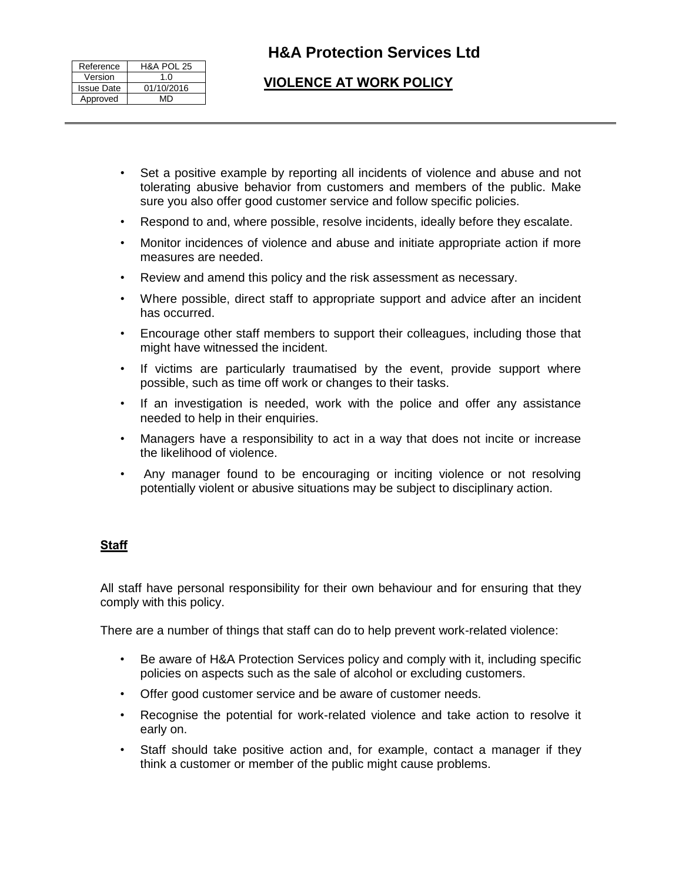- Set a positive example by reporting all incidents of violence and abuse and not tolerating abusive behavior from customers and members of the public. Make sure you also offer good customer service and follow specific policies.
- Respond to and, where possible, resolve incidents, ideally before they escalate.
- Monitor incidences of violence and abuse and initiate appropriate action if more measures are needed.
- Review and amend this policy and the risk assessment as necessary.
- Where possible, direct staff to appropriate support and advice after an incident has occurred.
- Encourage other staff members to support their colleagues, including those that might have witnessed the incident.
- If victims are particularly traumatised by the event, provide support where possible, such as time off work or changes to their tasks.
- If an investigation is needed, work with the police and offer any assistance needed to help in their enquiries.
- Managers have a responsibility to act in a way that does not incite or increase the likelihood of violence.
- Any manager found to be encouraging or inciting violence or not resolving potentially violent or abusive situations may be subject to disciplinary action.

## Staff

All staff have personal responsibility for their own behaviour and for ensuring that they comply with this policy.

There are a number of things that staff can do to help prevent work-related violence:

- Be aware of H&A Protection Services policy and comply with it, including specific policies on aspects such as the sale of alcohol or excluding customers.
- Offer good customer service and be aware of customer needs.
- Recognise the potential for work-related violence and take action to resolve it early on.
- Staff should take positive action and, for example, contact a manager if they think a customer or member of the public might cause problems.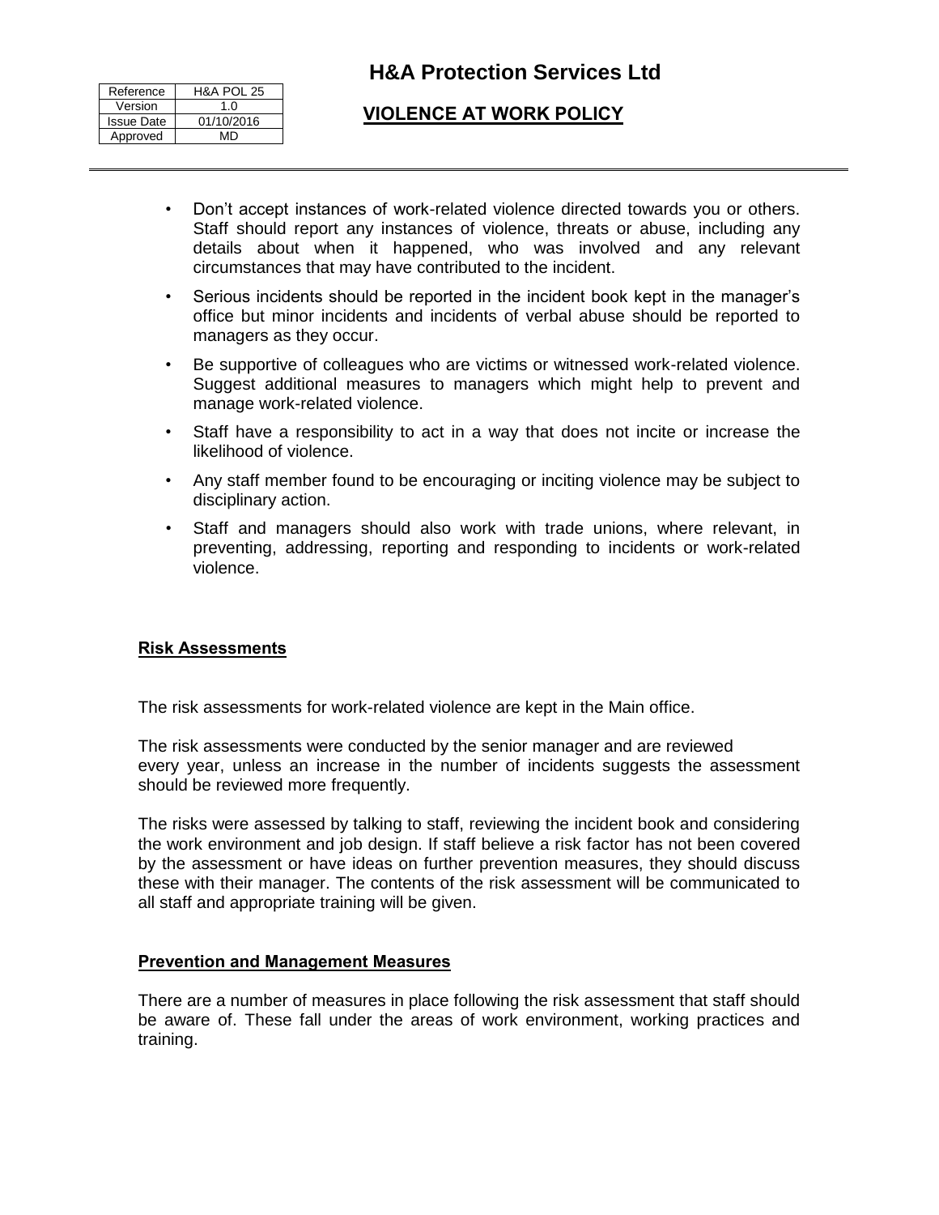- Don't accept instances of work-related violence directed towards you or others. Staff should report any instances of violence, threats or abuse, including any details about when it happened, who was involved and any relevant circumstances that may have contributed to the incident.
- Serious incidents should be reported in the incident book kept in the manager's office but minor incidents and incidents of verbal abuse should be reported to managers as they occur.
- Be supportive of colleagues who are victims or witnessed work-related violence. Suggest additional measures to managers which might help to prevent and manage work-related violence.
- Staff have a responsibility to act in a way that does not incite or increase the likelihood of violence.
- Any staff member found to be encouraging or inciting violence may be subject to disciplinary action.
- Staff and managers should also work with trade unions, where relevant, in preventing, addressing, reporting and responding to incidents or work-related violence.

## Risk Assessments

The risk assessments for work-related violence are kept in the Main office.

The risk assessments were conducted by the senior manager and are reviewed every year, unless an increase in the number of incidents suggests the assessment should be reviewed more frequently.

The risks were assessed by talking to staff, reviewing the incident book and considering the work environment and job design. If staff believe a risk factor has not been covered by the assessment or have ideas on further prevention measures, they should discuss these with their manager. The contents of the risk assessment will be communicated to all staff and appropriate training will be given.

## Prevention and Management Measures

There are a number of measures in place following the risk assessment that staff should be aware of. These fall under the areas of work environment, working practices and training.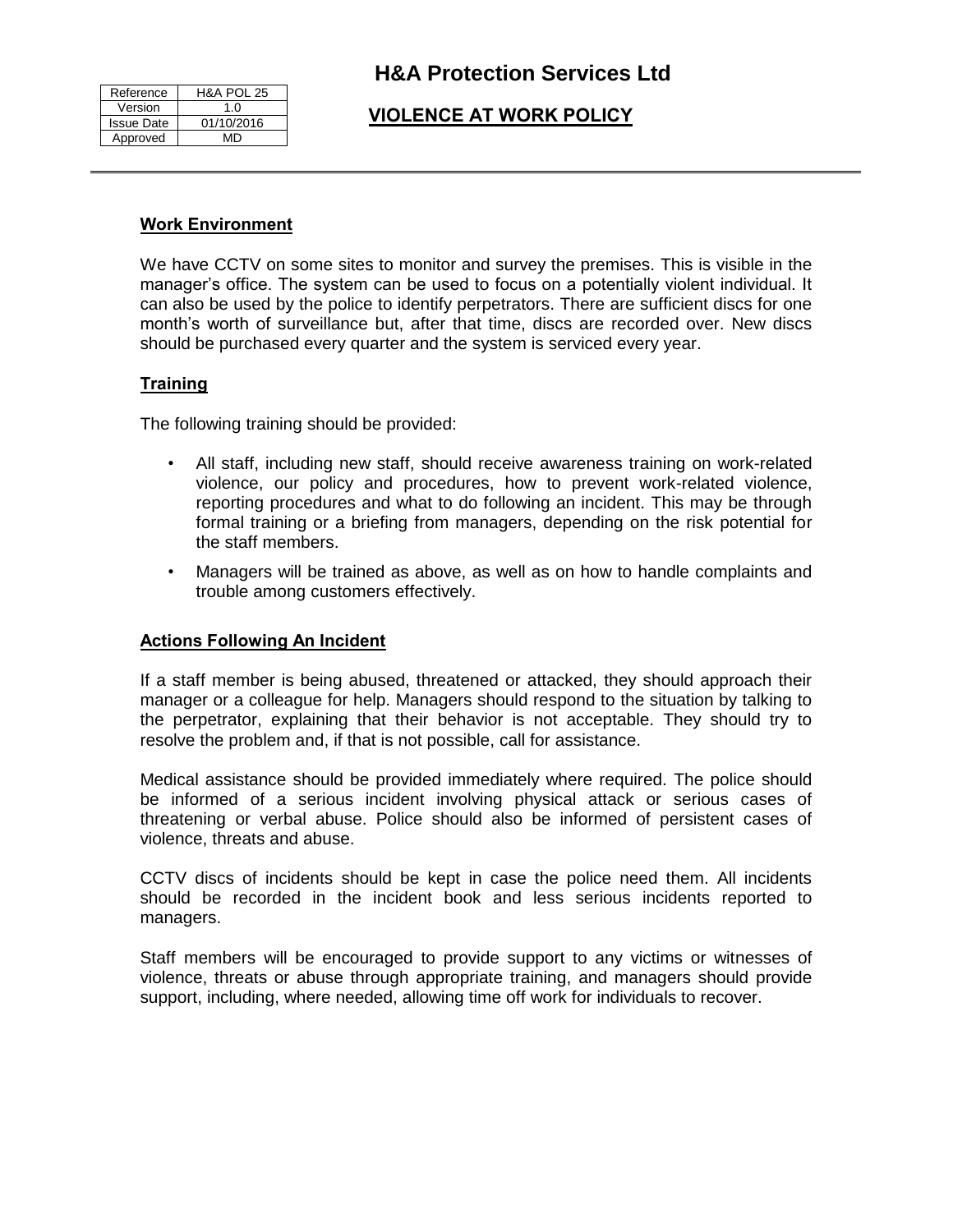## Work Environment

We have CCTV on some sites to monitor and survey the premises. This is visible in the manager's office. The system can be used to focus on a potentially violent individual. It can also be used by the police to identify perpetrators. There are sufficient discs for one month's worth of surveillance but, after that time, discs are recorded over. New discs should be purchased every quarter and the system is serviced every year.

## Training

The following training should be provided:

- All staff, including new staff, should receive awareness training on work-related violence, our policy and procedures, how to prevent work-related violence, reporting procedures and what to do following an incident. This may be through formal training or a briefing from managers, depending on the risk potential for the staff members.
- Managers will be trained as above, as well as on how to handle complaints and trouble among customers effectively.

## Actions Following An Incident

If a staff member is being abused, threatened or attacked, they should approach their manager or a colleague for help. Managers should respond to the situation by talking to the perpetrator, explaining that their behavior is not acceptable. They should try to resolve the problem and, if that is not possible, call for assistance.

Medical assistance should be provided immediately where required. The police should be informed of a serious incident involving physical attack or serious cases of threatening or verbal abuse. Police should also be informed of persistent cases of violence, threats and abuse.

CCTV discs of incidents should be kept in case the police need them. All incidents should be recorded in the incident book and less serious incidents reported to managers.

Staff members will be encouraged to provide support to any victims or witnesses of violence, threats or abuse through appropriate training, and managers should provide support, including, where needed, allowing time off work for individuals to recover.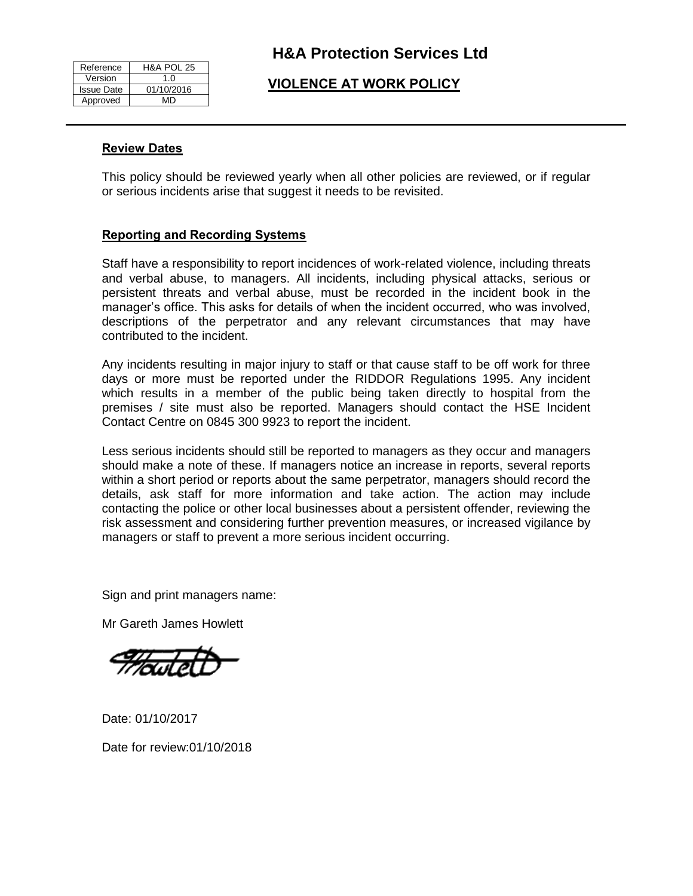### Review Dates

This policy should be reviewed yearly when all other policies are reviewed, or if regular or serious incidents arise that suggest it needs to be revisited.

### Reporting and Recording Systems

Staff have a responsibility to report incidences of work-related violence, including threats and verbal abuse, to managers. All incidents, including physical attacks, serious or persistent threats and verbal abuse, must be recorded in the incident book in the manager's office. This asks for details of when the incident occurred, who was involved, descriptions of the perpetrator and any relevant circumstances that may have contributed to the incident.

Any incidents resulting in major injury to staff or that cause staff to be off work for three days or more must be reported under the RIDDOR Regulations 1995. Any incident which results in a member of the public being taken directly to hospital from the premises / site must also be reported. Managers should contact the HSE Incident Contact Centre on 0845 300 9923 to report the incident.

Less serious incidents should still be reported to managers as they occur and managers should make a note of these. If managers notice an increase in reports, several reports within a short period or reports about the same perpetrator, managers should record the details, ask staff for more information and take action. The action may include contacting the police or other local businesses about a persistent offender, reviewing the risk assessment and considering further prevention measures, or increased vigilance by managers or staff to prevent a more serious incident occurring.

Sign and print managers name:

Mr Gareth James Howlett

Date: 01/10/2017

Date for review:01/10/2018